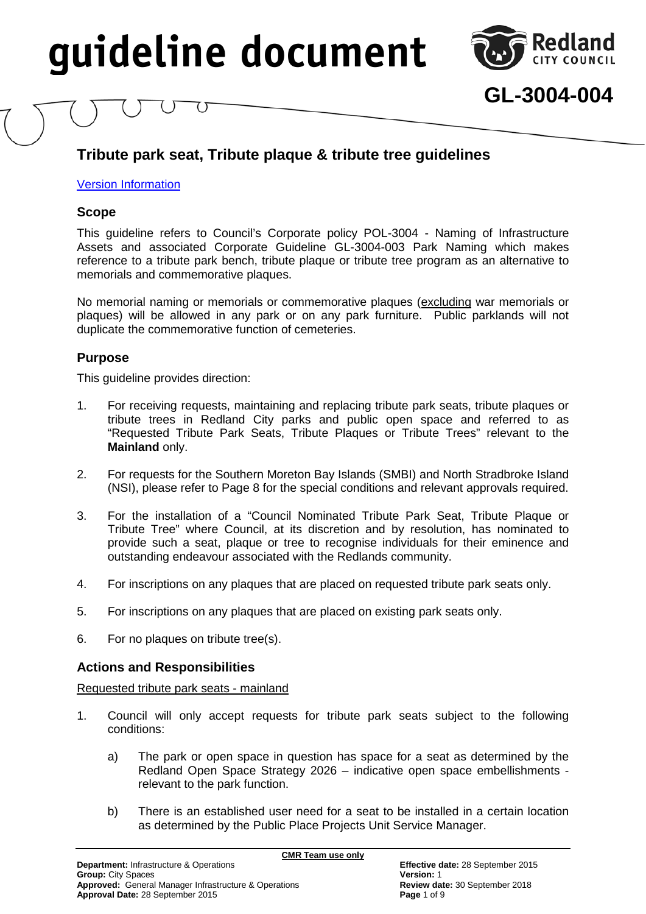# guideline document

**GL-3004-004**

## Tribute park seat, Tribute plaque & tribute tree guidelines

Version Information

### Scope

This guideline refers to Council's Corporate policy POL-3004 - Naming of Infrastructure Assets and associated Corporate Guideline GL-3004-003 Park Naming which makes reference to a tribute park bench, tribute plaque or tribute tree program as an alternative to memorials and commemorative plaques.

No memorial naming or memorials or commemorative plaques (excluding war memorials or plaques) will be allowed in any park or on any park furniture. Public parklands will not duplicate the commemorative function of cemeteries.

### Purpose

This guideline provides direction:

1. For receiving requests, maintaining and replacing tribute park seats, tribute plaques or tribute trees in Redland City parks and public open space and referred to as "Requested Tribute Park Seats, Tribute Plaques or Tribute Trees" relevant to the **Mainland** only.
2. For requests for the Southern Moreton Bay Islands (SMBI) and North Stradbroke Island (NSI), please refer to Page 8 for the special conditions and relevant approvals required.
3. For the installation of a "Council Nominated Tribute Park Seat, Tribute Plaque or Tribute Tree" where Council, at its discretion and by resolution, has nominated to provide such a seat, plaque or tree to recognise individuals for their eminence and outstanding endeavour associated with the Redlands community.
4. For inscriptions on any plaques that are placed on requested tribute park seats only.
5. For inscriptions on any plaques that are placed on existing park seats only.
6. For no plaques on tribute tree(s).

### Actions and Responsibilities

Requested tribute park seats - mainland

1. Council will only accept requests for tribute park seats subject to the following conditions:
   a) The park or open space in question has space for a seat as determined by the Redland Open Space Strategy 2026 – indicative open space embellishments - relevant to the park function.
   b) There is an established user need for a seat to be installed in a certain location as determined by the Public Place Projects Unit Service Manager.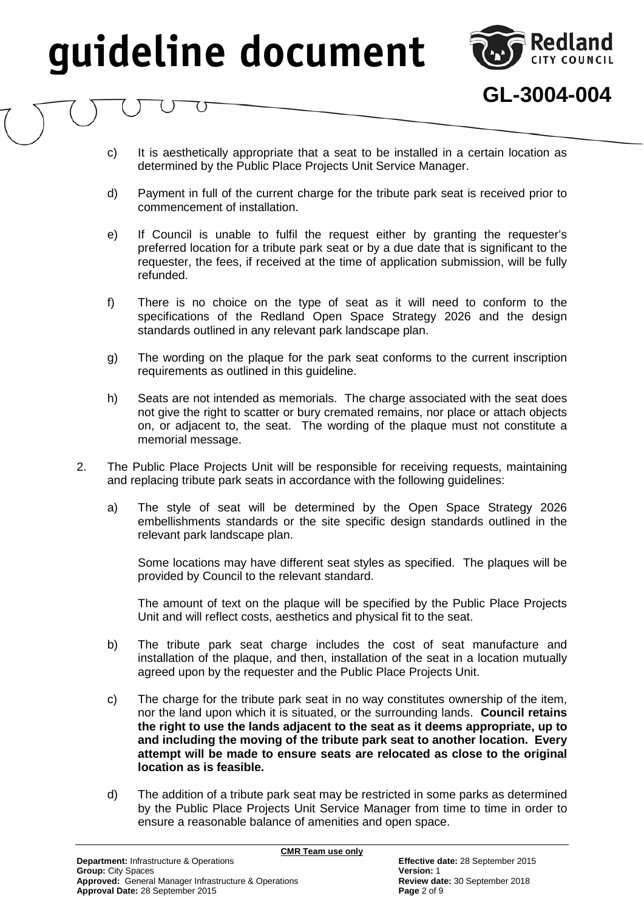c) It is aesthetically appropriate that a seat to be installed in a certain location as determined by the Public Place Projects Unit Service Manager.

d) Payment in full of the current charge for the tribute park seat is received prior to commencement of installation.

e) If Council is unable to fulfil the request either by granting the requester's preferred location for a tribute park seat or by a due date that is significant to the requester, the fees, if received at the time of application submission, will be fully refunded.

f) There is no choice on the type of seat as it will need to conform to the specifications of the Redland Open Space Strategy 2026 and the design standards outlined in any relevant park landscape plan.

g) The wording on the plaque for the park seat conforms to the current inscription requirements as outlined in this guideline.

h) Seats are not intended as memorials. The charge associated with the seat does not give the right to scatter or bury cremated remains, nor place or attach objects on, or adjacent to, the seat. The wording of the plaque must not constitute a memorial message.

2. The Public Place Projects Unit will be responsible for receiving requests, maintaining and replacing tribute park seats in accordance with the following guidelines:

   a) The style of seat will be determined by the Open Space Strategy 2026 embellishments standards or the site specific design standards outlined in the relevant park landscape plan.

      Some locations may have different seat styles as specified. The plaques will be provided by Council to the relevant standard.

      The amount of text on the plaque will be specified by the Public Place Projects Unit and will reflect costs, aesthetics and physical fit to the seat.

   b) The tribute park seat charge includes the cost of seat manufacture and installation of the plaque, and then, installation of the seat in a location mutually agreed upon by the requester and the Public Place Projects Unit.

   c) The charge for the tribute park seat in no way constitutes ownership of the item, nor the land upon which it is situated, or the surrounding lands. **Council retains the right to use the lands adjacent to the seat as it deems appropriate, up to and including the moving of the tribute park seat to another location. Every attempt will be made to ensure seats are relocated as close to the original location as is feasible.**

   d) The addition of a tribute park seat may be restricted in some parks as determined by the Public Place Projects Unit Service Manager from time to time in order to ensure a reasonable balance of amenities and open space.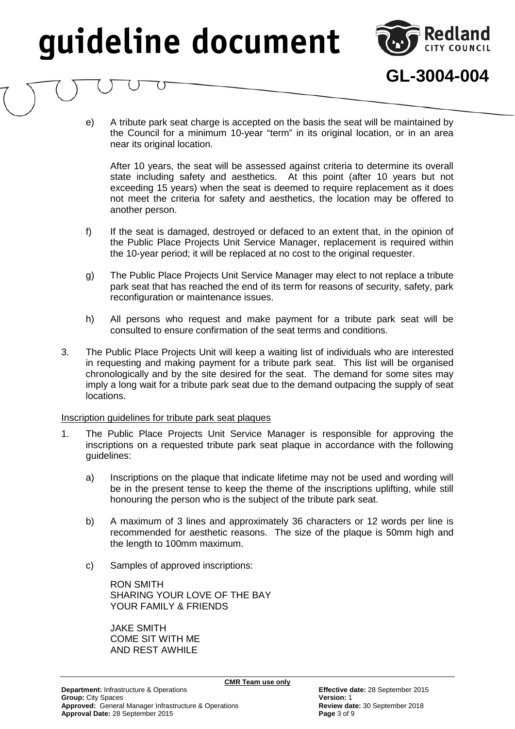e) A tribute park seat charge is accepted on the basis the seat will be maintained by the Council for a minimum 10-year "term" in its original location, or in an area near its original location.

   After 10 years, the seat will be assessed against criteria to determine its overall state including safety and aesthetics. At this point (after 10 years but not exceeding 15 years) when the seat is deemed to require replacement as it does not meet the criteria for safety and aesthetics, the location may be offered to another person.

f) If the seat is damaged, destroyed or defaced to an extent that, in the opinion of the Public Place Projects Unit Service Manager, replacement is required within the 10-year period; it will be replaced at no cost to the original requester.

g) The Public Place Projects Unit Service Manager may elect to not replace a tribute park seat that has reached the end of its term for reasons of security, safety, park reconfiguration or maintenance issues.

h) All persons who request and make payment for a tribute park seat will be consulted to ensure confirmation of the seat terms and conditions.

3. The Public Place Projects Unit will keep a waiting list of individuals who are interested in requesting and making payment for a tribute park seat. This list will be organised chronologically and by the site desired for the seat. The demand for some sites may imply a long wait for a tribute park seat due to the demand outpacing the supply of seat locations.

<u>Inscription guidelines for tribute park seat plaques</u>

1. The Public Place Projects Unit Service Manager is responsible for approving the inscriptions on a requested tribute park seat plaque in accordance with the following guidelines:

   a) Inscriptions on the plaque that indicate lifetime may not be used and wording will be in the present tense to keep the theme of the inscriptions uplifting, while still honouring the person who is the subject of the tribute park seat.

   b) A maximum of 3 lines and approximately 36 characters or 12 words per line is recommended for aesthetic reasons. The size of the plaque is 50mm high and the length to 100mm maximum.

   c) Samples of approved inscriptions:

      RON SMITH
      SHARING YOUR LOVE OF THE BAY
      YOUR FAMILY & FRIENDS

      JAKE SMITH
      COME SIT WITH ME
      AND REST AWHILE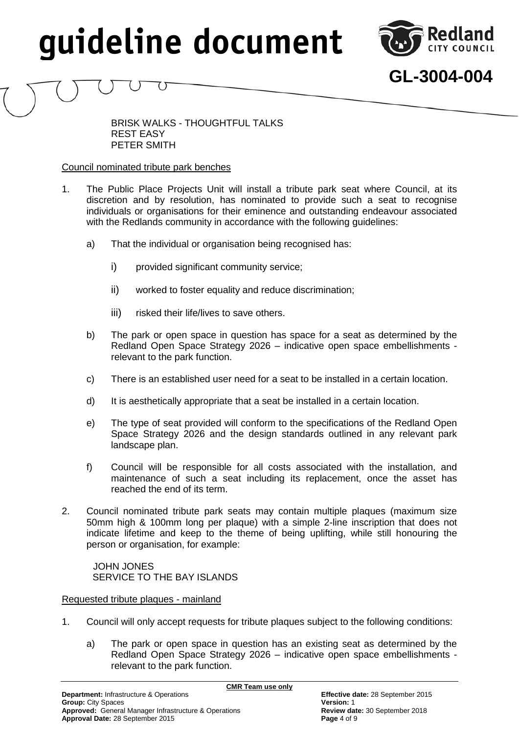BRISK WALKS - THOUGHTFUL TALKS
REST EASY
PETER SMITH

Council nominated tribute park benches

1. The Public Place Projects Unit will install a tribute park seat where Council, at its discretion and by resolution, has nominated to provide such a seat to recognise individuals or organisations for their eminence and outstanding endeavour associated with the Redlands community in accordance with the following guidelines:

   a) That the individual or organisation being recognised has:

      i) provided significant community service;

      ii) worked to foster equality and reduce discrimination;

      iii) risked their life/lives to save others.

   b) The park or open space in question has space for a seat as determined by the Redland Open Space Strategy 2026 – indicative open space embellishments - relevant to the park function.

   c) There is an established user need for a seat to be installed in a certain location.

   d) It is aesthetically appropriate that a seat be installed in a certain location.

   e) The type of seat provided will conform to the specifications of the Redland Open Space Strategy 2026 and the design standards outlined in any relevant park landscape plan.

   f) Council will be responsible for all costs associated with the installation, and maintenance of such a seat including its replacement, once the asset has reached the end of its term.

2. Council nominated tribute park seats may contain multiple plaques (maximum size 50mm high & 100mm long per plaque) with a simple 2-line inscription that does not indicate lifetime and keep to the theme of being uplifting, while still honouring the person or organisation, for example:

   JOHN JONES
   SERVICE TO THE BAY ISLANDS

Requested tribute plaques - mainland

1. Council will only accept requests for tribute plaques subject to the following conditions:

   a) The park or open space in question has an existing seat as determined by the Redland Open Space Strategy 2026 – indicative open space embellishments - relevant to the park function.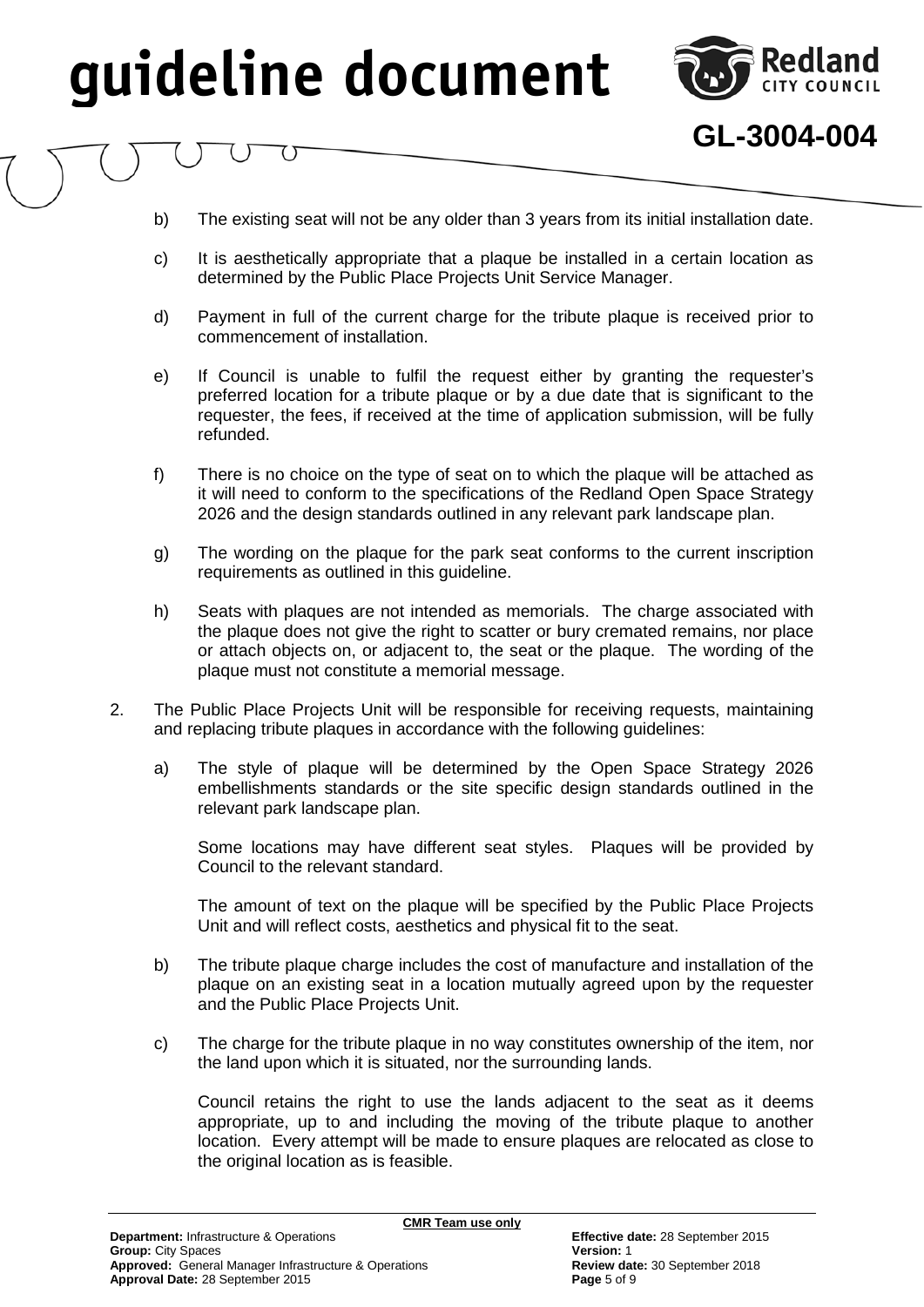b) The existing seat will not be any older than 3 years from its initial installation date.

c) It is aesthetically appropriate that a plaque be installed in a certain location as determined by the Public Place Projects Unit Service Manager.

d) Payment in full of the current charge for the tribute plaque is received prior to commencement of installation.

e) If Council is unable to fulfil the request either by granting the requester's preferred location for a tribute plaque or by a due date that is significant to the requester, the fees, if received at the time of application submission, will be fully refunded.

f) There is no choice on the type of seat on to which the plaque will be attached as it will need to conform to the specifications of the Redland Open Space Strategy 2026 and the design standards outlined in any relevant park landscape plan.

g) The wording on the plaque for the park seat conforms to the current inscription requirements as outlined in this guideline.

h) Seats with plaques are not intended as memorials. The charge associated with the plaque does not give the right to scatter or bury cremated remains, nor place or attach objects on, or adjacent to, the seat or the plaque. The wording of the plaque must not constitute a memorial message.

2. The Public Place Projects Unit will be responsible for receiving requests, maintaining and replacing tribute plaques in accordance with the following guidelines:

   a) The style of plaque will be determined by the Open Space Strategy 2026 embellishments standards or the site specific design standards outlined in the relevant park landscape plan.

      Some locations may have different seat styles. Plaques will be provided by Council to the relevant standard.

      The amount of text on the plaque will be specified by the Public Place Projects Unit and will reflect costs, aesthetics and physical fit to the seat.

   b) The tribute plaque charge includes the cost of manufacture and installation of the plaque on an existing seat in a location mutually agreed upon by the requester and the Public Place Projects Unit.

   c) The charge for the tribute plaque in no way constitutes ownership of the item, nor the land upon which it is situated, nor the surrounding lands.

      Council retains the right to use the lands adjacent to the seat as it deems appropriate, up to and including the moving of the tribute plaque to another location. Every attempt will be made to ensure plaques are relocated as close to the original location as is feasible.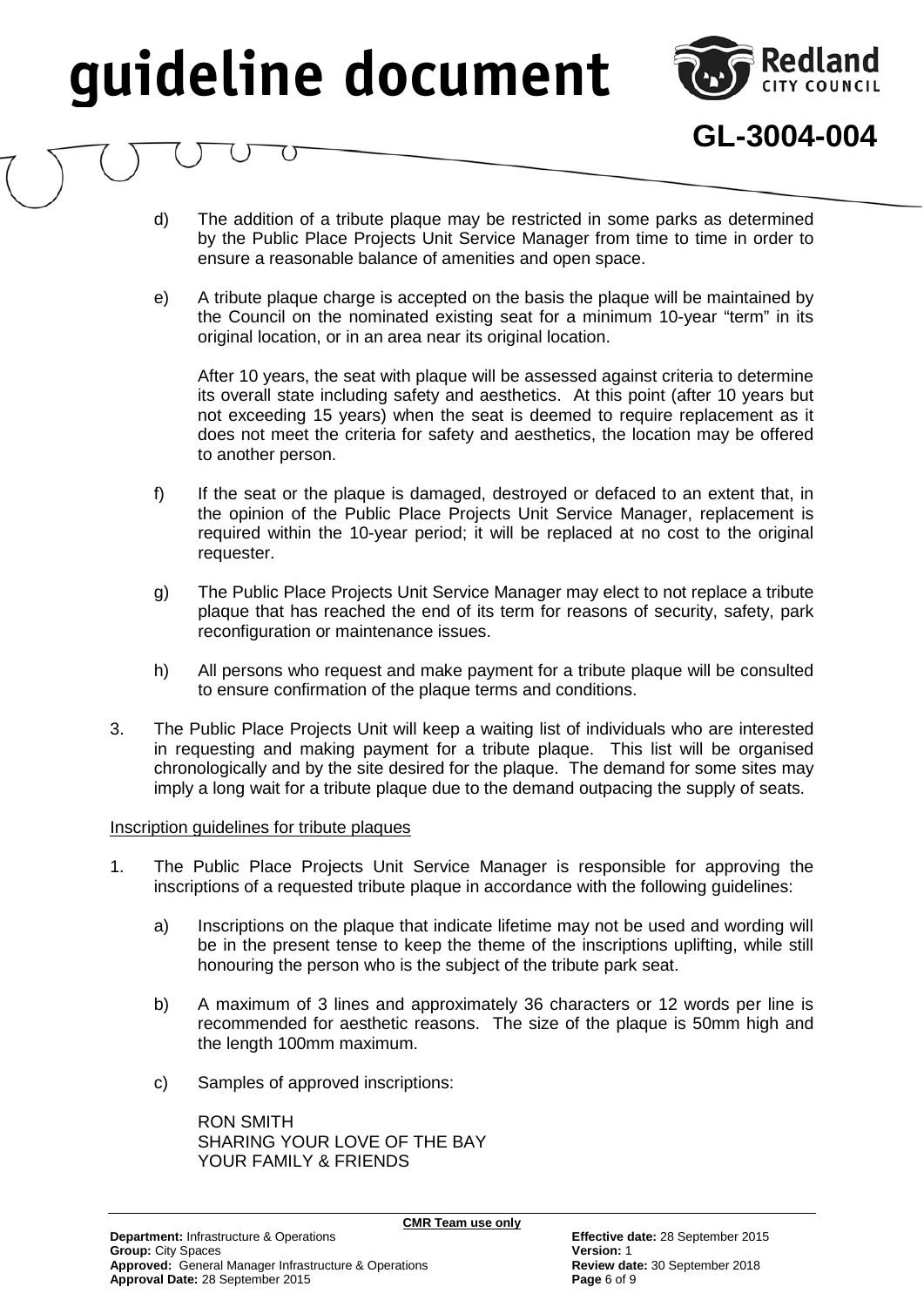d) The addition of a tribute plaque may be restricted in some parks as determined by the Public Place Projects Unit Service Manager from time to time in order to ensure a reasonable balance of amenities and open space.

e) A tribute plaque charge is accepted on the basis the plaque will be maintained by the Council on the nominated existing seat for a minimum 10-year "term" in its original location, or in an area near its original location.

   After 10 years, the seat with plaque will be assessed against criteria to determine its overall state including safety and aesthetics. At this point (after 10 years but not exceeding 15 years) when the seat is deemed to require replacement as it does not meet the criteria for safety and aesthetics, the location may be offered to another person.

f) If the seat or the plaque is damaged, destroyed or defaced to an extent that, in the opinion of the Public Place Projects Unit Service Manager, replacement is required within the 10-year period; it will be replaced at no cost to the original requester.

g) The Public Place Projects Unit Service Manager may elect to not replace a tribute plaque that has reached the end of its term for reasons of security, safety, park reconfiguration or maintenance issues.

h) All persons who request and make payment for a tribute plaque will be consulted to ensure confirmation of the plaque terms and conditions.

3. The Public Place Projects Unit will keep a waiting list of individuals who are interested in requesting and making payment for a tribute plaque. This list will be organised chronologically and by the site desired for the plaque. The demand for some sites may imply a long wait for a tribute plaque due to the demand outpacing the supply of seats.

Inscription guidelines for tribute plaques

1. The Public Place Projects Unit Service Manager is responsible for approving the inscriptions of a requested tribute plaque in accordance with the following guidelines:

   a) Inscriptions on the plaque that indicate lifetime may not be used and wording will be in the present tense to keep the theme of the inscriptions uplifting, while still honouring the person who is the subject of the tribute park seat.

   b) A maximum of 3 lines and approximately 36 characters or 12 words per line is recommended for aesthetic reasons. The size of the plaque is 50mm high and the length 100mm maximum.

   c) Samples of approved inscriptions:

      RON SMITH
      SHARING YOUR LOVE OF THE BAY
      YOUR FAMILY & FRIENDS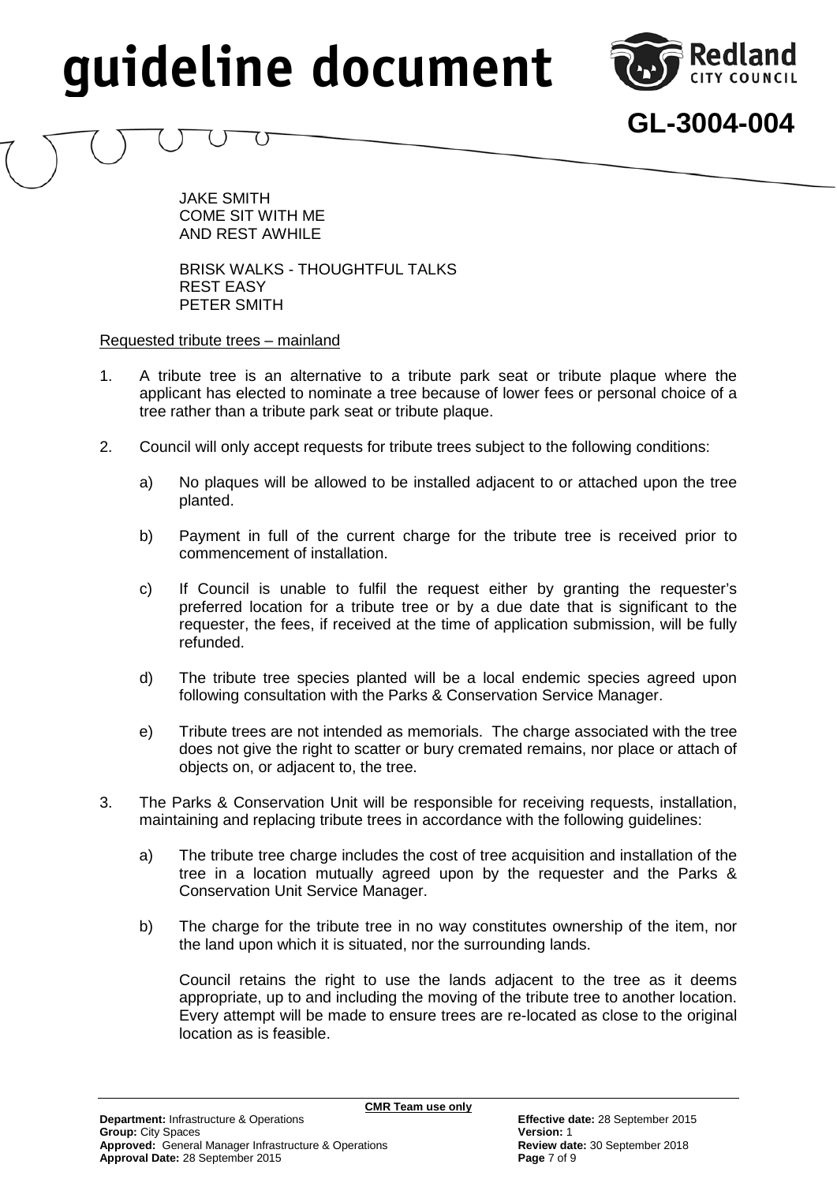JAKE SMITH
COME SIT WITH ME
AND REST AWHILE

BRISK WALKS - THOUGHTFUL TALKS
REST EASY
PETER SMITH

Requested tribute trees – mainland

1. A tribute tree is an alternative to a tribute park seat or tribute plaque where the applicant has elected to nominate a tree because of lower fees or personal choice of a tree rather than a tribute park seat or tribute plaque.

2. Council will only accept requests for tribute trees subject to the following conditions:

   a) No plaques will be allowed to be installed adjacent to or attached upon the tree planted.

   b) Payment in full of the current charge for the tribute tree is received prior to commencement of installation.

   c) If Council is unable to fulfil the request either by granting the requester's preferred location for a tribute tree or by a due date that is significant to the requester, the fees, if received at the time of application submission, will be fully refunded.

   d) The tribute tree species planted will be a local endemic species agreed upon following consultation with the Parks & Conservation Service Manager.

   e) Tribute trees are not intended as memorials. The charge associated with the tree does not give the right to scatter or bury cremated remains, nor place or attach of objects on, or adjacent to, the tree.

3. The Parks & Conservation Unit will be responsible for receiving requests, installation, maintaining and replacing tribute trees in accordance with the following guidelines:

   a) The tribute tree charge includes the cost of tree acquisition and installation of the tree in a location mutually agreed upon by the requester and the Parks & Conservation Unit Service Manager.

   b) The charge for the tribute tree in no way constitutes ownership of the item, nor the land upon which it is situated, nor the surrounding lands.

      Council retains the right to use the lands adjacent to the tree as it deems appropriate, up to and including the moving of the tribute tree to another location. Every attempt will be made to ensure trees are re-located as close to the original location as is feasible.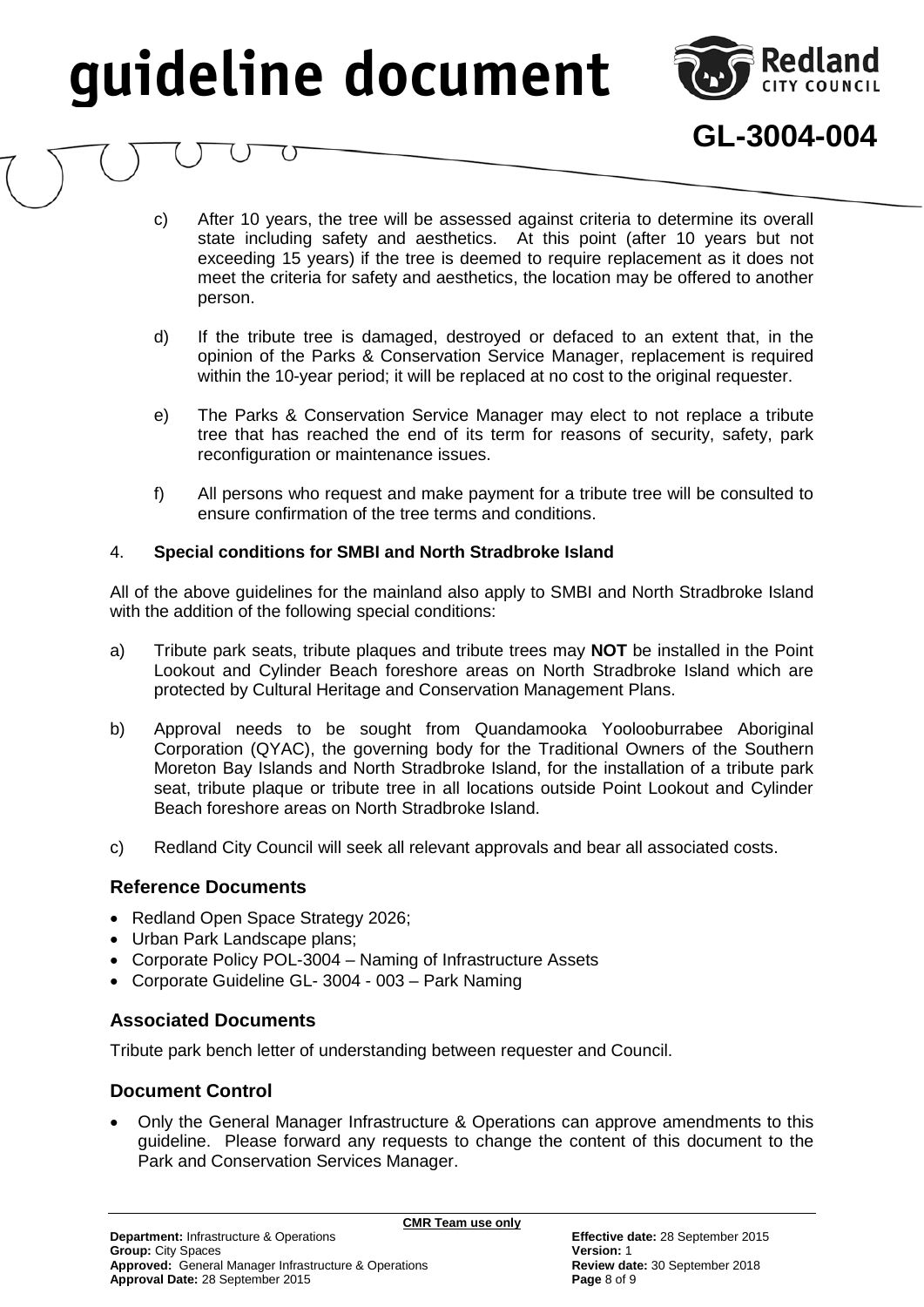c) After 10 years, the tree will be assessed against criteria to determine its overall state including safety and aesthetics. At this point (after 10 years but not exceeding 15 years) if the tree is deemed to require replacement as it does not meet the criteria for safety and aesthetics, the location may be offered to another person.

d) If the tribute tree is damaged, destroyed or defaced to an extent that, in the opinion of the Parks & Conservation Service Manager, replacement is required within the 10-year period; it will be replaced at no cost to the original requester.

e) The Parks & Conservation Service Manager may elect to not replace a tribute tree that has reached the end of its term for reasons of security, safety, park reconfiguration or maintenance issues.

f) All persons who request and make payment for a tribute tree will be consulted to ensure confirmation of the tree terms and conditions.

4. **Special conditions for SMBI and North Stradbroke Island**

All of the above guidelines for the mainland also apply to SMBI and North Stradbroke Island with the addition of the following special conditions:

a) Tribute park seats, tribute plaques and tribute trees may **NOT** be installed in the Point Lookout and Cylinder Beach foreshore areas on North Stradbroke Island which are protected by Cultural Heritage and Conservation Management Plans.

b) Approval needs to be sought from Quandamooka Yoolooburrabee Aboriginal Corporation (QYAC), the governing body for the Traditional Owners of the Southern Moreton Bay Islands and North Stradbroke Island, for the installation of a tribute park seat, tribute plaque or tribute tree in all locations outside Point Lookout and Cylinder Beach foreshore areas on North Stradbroke Island.

c) Redland City Council will seek all relevant approvals and bear all associated costs.

## Reference Documents

- Redland Open Space Strategy 2026;
- Urban Park Landscape plans;
- Corporate Policy POL-3004 – Naming of Infrastructure Assets
- Corporate Guideline GL- 3004 - 003 – Park Naming

## Associated Documents

Tribute park bench letter of understanding between requester and Council.

## Document Control

- Only the General Manager Infrastructure & Operations can approve amendments to this guideline. Please forward any requests to change the content of this document to the Park and Conservation Services Manager.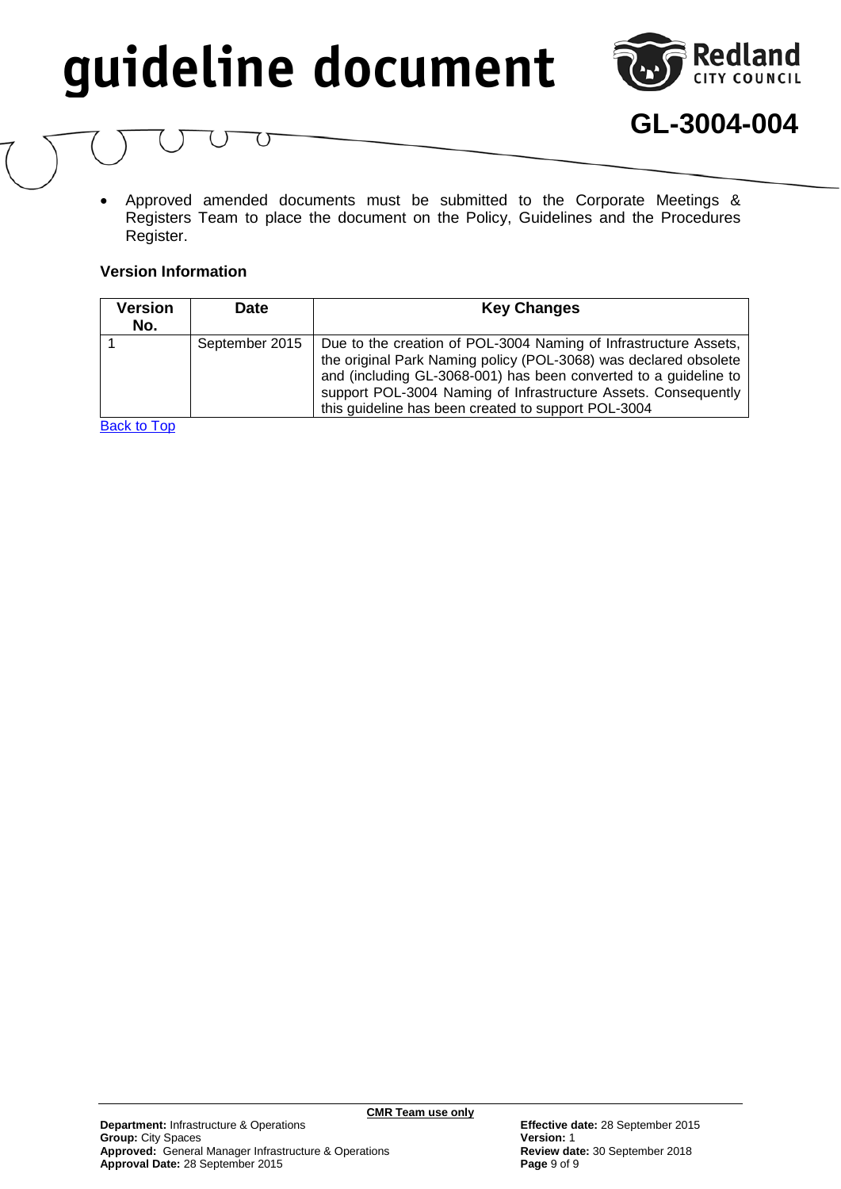- Approved amended documents must be submitted to the Corporate Meetings & Registers Team to place the document on the Policy, Guidelines and the Procedures Register.

### Version Information

| Version No. | Date | Key Changes |
|---|---|---|
| 1 | September 2015 | Due to the creation of POL-3004 Naming of Infrastructure Assets, the original Park Naming policy (POL-3068) was declared obsolete and (including GL-3068-001) has been converted to a guideline to support POL-3004 Naming of Infrastructure Assets. Consequently this guideline has been created to support POL-3004 |

Back to Top

**CMR Team use only**

**Department:** Infrastructure & Operations
**Group:** City Spaces
**Approved:** General Manager Infrastructure & Operations
**Approval Date:** 28 September 2015

**Effective date:** 28 September 2015
**Version:** 1
**Review date:** 30 September 2018